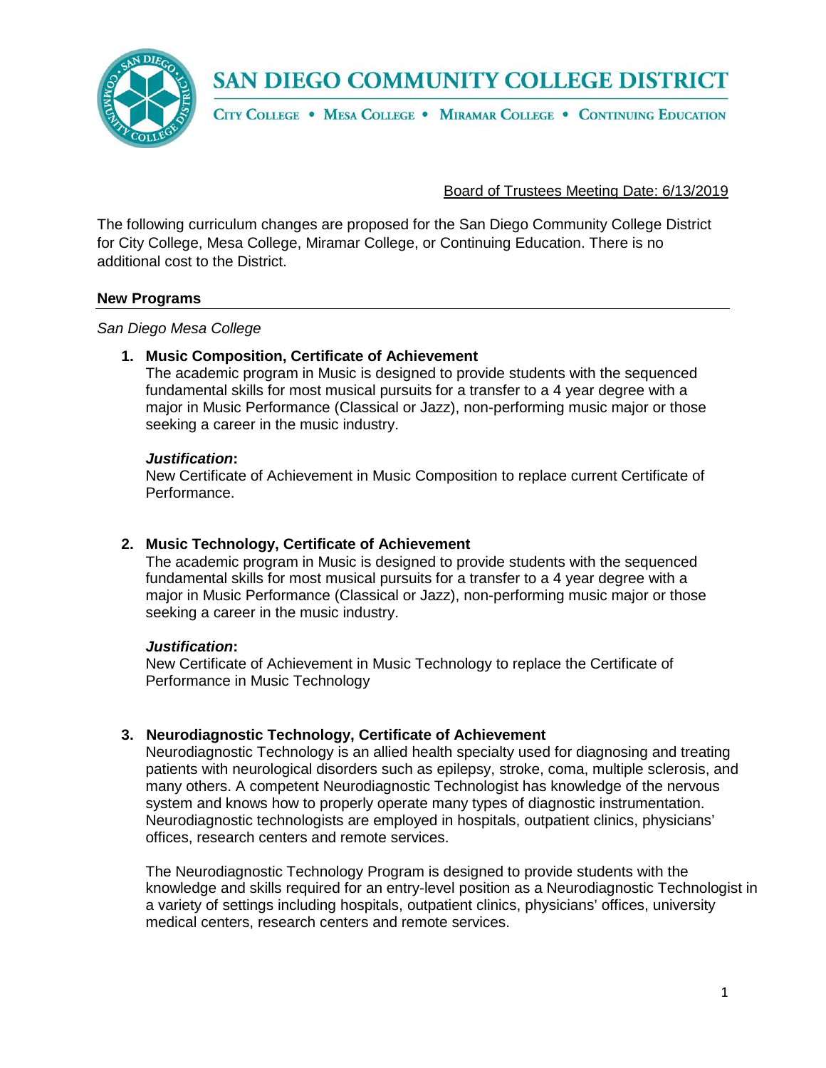# SAN DIEGO COMMUNITY COLLEGE DISTRICT

CITY COLLEGE • MESA COLLEGE • MIRAMAR COLLEGE • CONTINUING EDUCATION

Board of Trustees Meeting Date: 6/13/2019

The following curriculum changes are proposed for the San Diego Community College District for City College, Mesa College, Miramar College, or Continuing Education. There is no additional cost to the District.

## New Programs

*San Diego Mesa College*

1. **Music Composition, Certificate of Achievement**
   The academic program in Music is designed to provide students with the sequenced fundamental skills for most musical pursuits for a transfer to a 4 year degree with a major in Music Performance (Classical or Jazz), non-performing music major or those seeking a career in the music industry.

   ***Justification*:**
   New Certificate of Achievement in Music Composition to replace current Certificate of Performance.

2. **Music Technology, Certificate of Achievement**
   The academic program in Music is designed to provide students with the sequenced fundamental skills for most musical pursuits for a transfer to a 4 year degree with a major in Music Performance (Classical or Jazz), non-performing music major or those seeking a career in the music industry.

   ***Justification*:**
   New Certificate of Achievement in Music Technology to replace the Certificate of Performance in Music Technology

3. **Neurodiagnostic Technology, Certificate of Achievement**
   Neurodiagnostic Technology is an allied health specialty used for diagnosing and treating patients with neurological disorders such as epilepsy, stroke, coma, multiple sclerosis, and many others. A competent Neurodiagnostic Technologist has knowledge of the nervous system and knows how to properly operate many types of diagnostic instrumentation. Neurodiagnostic technologists are employed in hospitals, outpatient clinics, physicians' offices, research centers and remote services.

   The Neurodiagnostic Technology Program is designed to provide students with the knowledge and skills required for an entry-level position as a Neurodiagnostic Technologist in a variety of settings including hospitals, outpatient clinics, physicians' offices, university medical centers, research centers and remote services.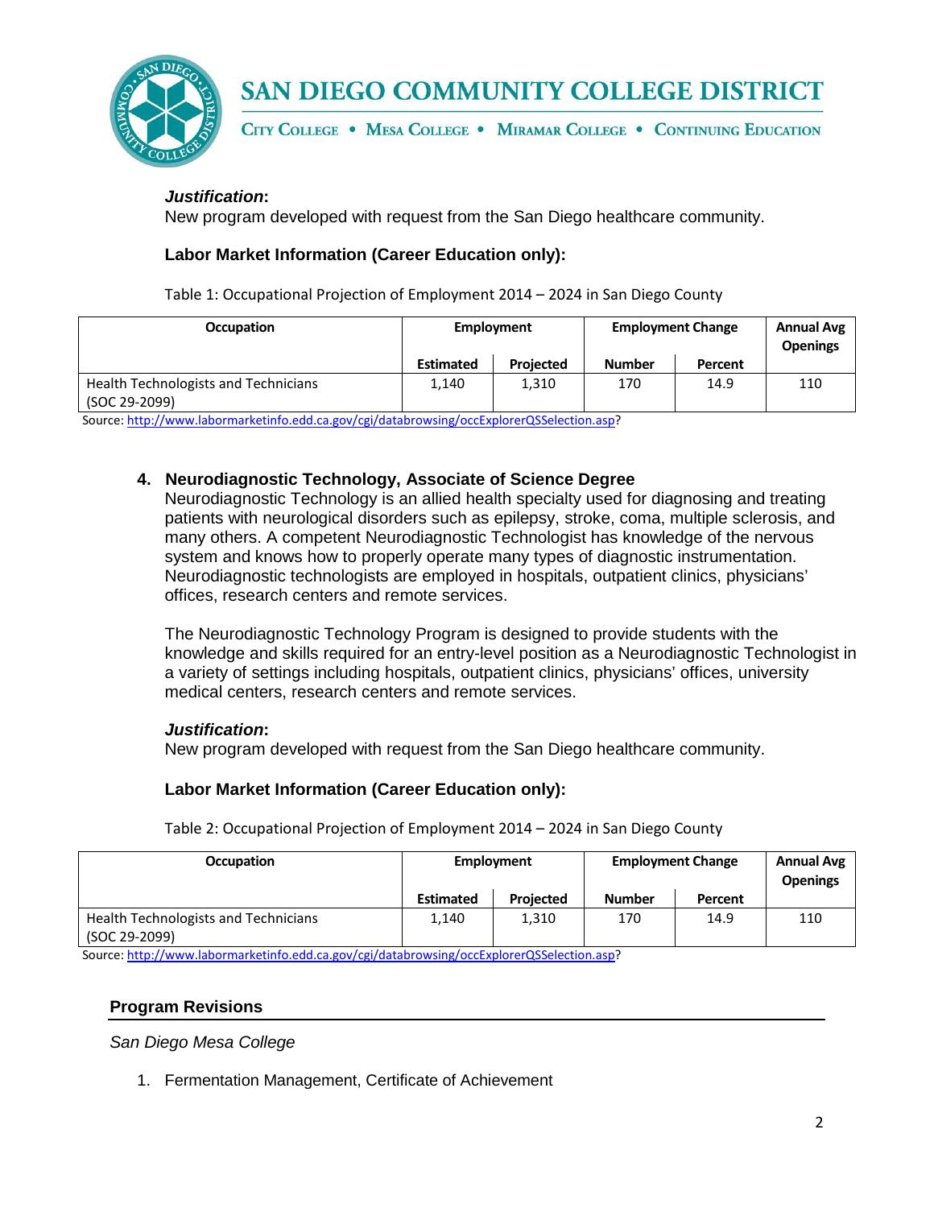***Justification*:**
New program developed with request from the San Diego healthcare community.

**Labor Market Information (Career Education only):**

Table 1: Occupational Projection of Employment 2014 – 2024 in San Diego County

| Occupation | Employment | | Employment Change | | Annual Avg Openings |
|---|---|---|---|---|---|
| | Estimated | Projected | Number | Percent | |
| Health Technologists and Technicians (SOC 29-2099) | 1,140 | 1,310 | 170 | 14.9 | 110 |

Source: http://www.labormarketinfo.edd.ca.gov/cgi/databrowsing/occExplorerQSSelection.asp?

4. **Neurodiagnostic Technology, Associate of Science Degree**
   Neurodiagnostic Technology is an allied health specialty used for diagnosing and treating patients with neurological disorders such as epilepsy, stroke, coma, multiple sclerosis, and many others. A competent Neurodiagnostic Technologist has knowledge of the nervous system and knows how to properly operate many types of diagnostic instrumentation. Neurodiagnostic technologists are employed in hospitals, outpatient clinics, physicians' offices, research centers and remote services.

   The Neurodiagnostic Technology Program is designed to provide students with the knowledge and skills required for an entry-level position as a Neurodiagnostic Technologist in a variety of settings including hospitals, outpatient clinics, physicians' offices, university medical centers, research centers and remote services.

***Justification*:**
New program developed with request from the San Diego healthcare community.

**Labor Market Information (Career Education only):**

Table 2: Occupational Projection of Employment 2014 – 2024 in San Diego County

| Occupation | Employment | | Employment Change | | Annual Avg Openings |
|---|---|---|---|---|---|
| | Estimated | Projected | Number | Percent | |
| Health Technologists and Technicians (SOC 29-2099) | 1,140 | 1,310 | 170 | 14.9 | 110 |

Source: http://www.labormarketinfo.edd.ca.gov/cgi/databrowsing/occExplorerQSSelection.asp?

## Program Revisions

*San Diego Mesa College*

1. Fermentation Management, Certificate of Achievement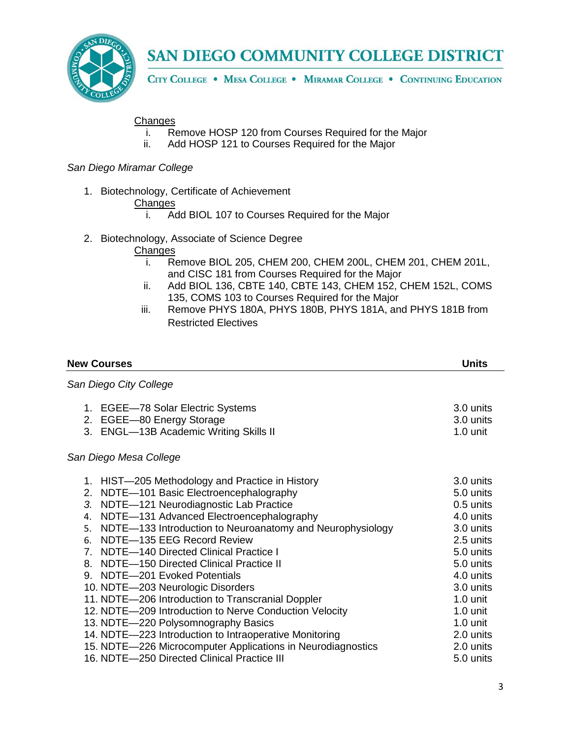Changes

i. Remove HOSP 120 from Courses Required for the Major
ii. Add HOSP 121 to Courses Required for the Major

*San Diego Miramar College*

1. Biotechnology, Certificate of Achievement

   Changes

   i. Add BIOL 107 to Courses Required for the Major

2. Biotechnology, Associate of Science Degree

   Changes

   i. Remove BIOL 205, CHEM 200, CHEM 200L, CHEM 201, CHEM 201L, and CISC 181 from Courses Required for the Major
   ii. Add BIOL 136, CBTE 140, CBTE 143, CHEM 152, CHEM 152L, COMS 135, COMS 103 to Courses Required for the Major
   iii. Remove PHYS 180A, PHYS 180B, PHYS 181A, and PHYS 181B from Restricted Electives

| New Courses | Units |
|---|---|
| *San Diego City College* | |
| 1. EGEE—78 Solar Electric Systems | 3.0 units |
| 2. EGEE—80 Energy Storage | 3.0 units |
| 3. ENGL—13B Academic Writing Skills II | 1.0 unit |
| *San Diego Mesa College* | |
| 1. HIST—205 Methodology and Practice in History | 3.0 units |
| 2. NDTE—101 Basic Electroencephalography | 5.0 units |
| 3. NDTE—121 Neurodiagnostic Lab Practice | 0.5 units |
| 4. NDTE—131 Advanced Electroencephalography | 4.0 units |
| 5. NDTE—133 Introduction to Neuroanatomy and Neurophysiology | 3.0 units |
| 6. NDTE—135 EEG Record Review | 2.5 units |
| 7. NDTE—140 Directed Clinical Practice I | 5.0 units |
| 8. NDTE—150 Directed Clinical Practice II | 5.0 units |
| 9. NDTE—201 Evoked Potentials | 4.0 units |
| 10. NDTE—203 Neurologic Disorders | 3.0 units |
| 11. NDTE—206 Introduction to Transcranial Doppler | 1.0 unit |
| 12. NDTE—209 Introduction to Nerve Conduction Velocity | 1.0 unit |
| 13. NDTE—220 Polysomnography Basics | 1.0 unit |
| 14. NDTE—223 Introduction to Intraoperative Monitoring | 2.0 units |
| 15. NDTE—226 Microcomputer Applications in Neurodiagnostics | 2.0 units |
| 16. NDTE—250 Directed Clinical Practice III | 5.0 units |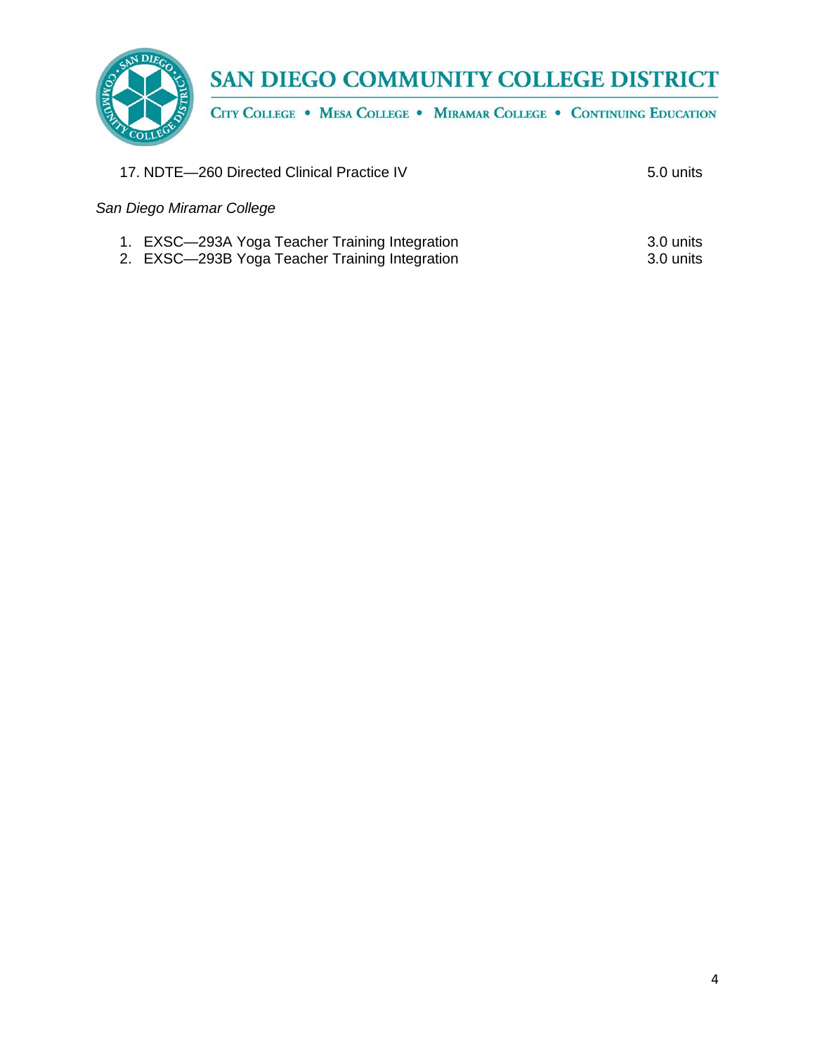17. NDTE—260 Directed Clinical Practice IV 5.0 units

*San Diego Miramar College*

1. EXSC—293A Yoga Teacher Training Integration 3.0 units
2. EXSC—293B Yoga Teacher Training Integration 3.0 units